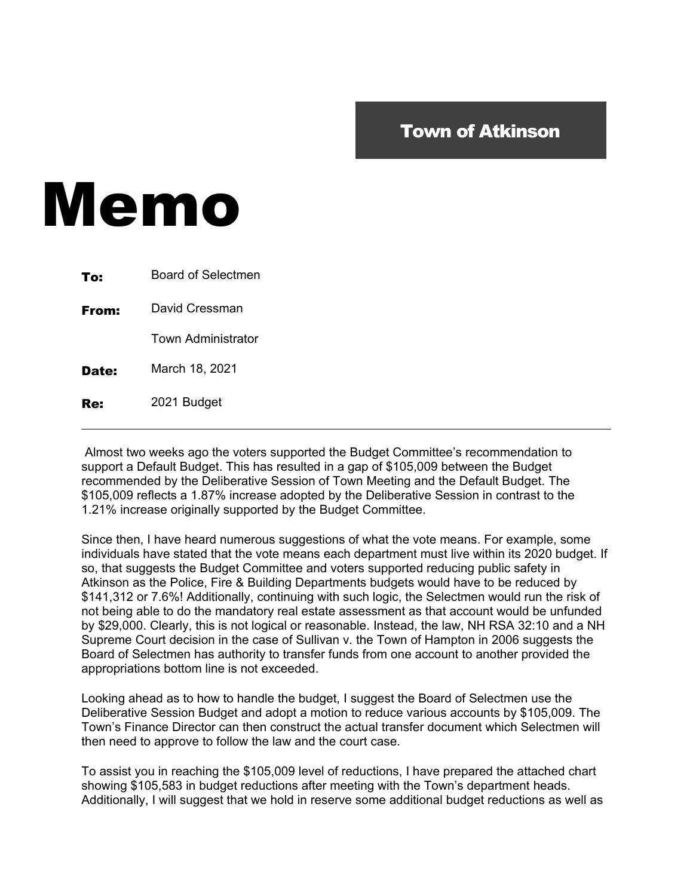**Town of Atkinson**

# Memo

**To:** Board of Selectmen

**From:** David Cressman
Town Administrator

**Date:** March 18, 2021

**Re:** 2021 Budget

---

Almost two weeks ago the voters supported the Budget Committee's recommendation to support a Default Budget. This has resulted in a gap of $105,009 between the Budget recommended by the Deliberative Session of Town Meeting and the Default Budget. The $105,009 reflects a 1.87% increase adopted by the Deliberative Session in contrast to the 1.21% increase originally supported by the Budget Committee.

Since then, I have heard numerous suggestions of what the vote means. For example, some individuals have stated that the vote means each department must live within its 2020 budget. If so, that suggests the Budget Committee and voters supported reducing public safety in Atkinson as the Police, Fire & Building Departments budgets would have to be reduced by $141,312 or 7.6%! Additionally, continuing with such logic, the Selectmen would run the risk of not being able to do the mandatory real estate assessment as that account would be unfunded by $29,000. Clearly, this is not logical or reasonable. Instead, the law, NH RSA 32:10 and a NH Supreme Court decision in the case of Sullivan v. the Town of Hampton in 2006 suggests the Board of Selectmen has authority to transfer funds from one account to another provided the appropriations bottom line is not exceeded.

Looking ahead as to how to handle the budget, I suggest the Board of Selectmen use the Deliberative Session Budget and adopt a motion to reduce various accounts by $105,009. The Town's Finance Director can then construct the actual transfer document which Selectmen will then need to approve to follow the law and the court case.

To assist you in reaching the $105,009 level of reductions, I have prepared the attached chart showing $105,583 in budget reductions after meeting with the Town's department heads. Additionally, I will suggest that we hold in reserve some additional budget reductions as well as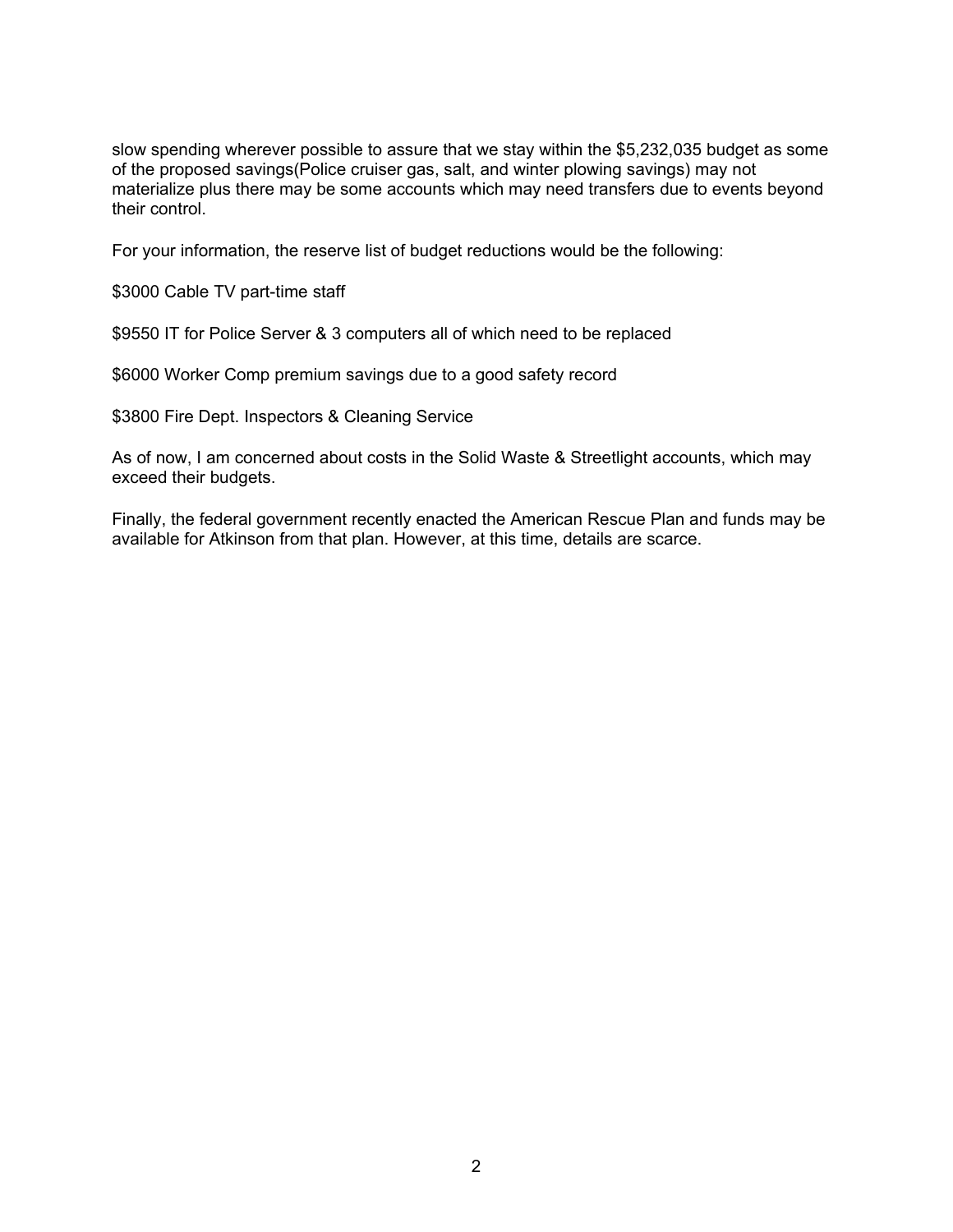slow spending wherever possible to assure that we stay within the $5,232,035 budget as some of the proposed savings(Police cruiser gas, salt, and winter plowing savings) may not materialize plus there may be some accounts which may need transfers due to events beyond their control.

For your information, the reserve list of budget reductions would be the following:

$3000 Cable TV part-time staff

$9550 IT for Police Server & 3 computers all of which need to be replaced

$6000 Worker Comp premium savings due to a good safety record

$3800 Fire Dept. Inspectors & Cleaning Service

As of now, I am concerned about costs in the Solid Waste & Streetlight accounts, which may exceed their budgets.

Finally, the federal government recently enacted the American Rescue Plan and funds may be available for Atkinson from that plan. However, at this time, details are scarce.